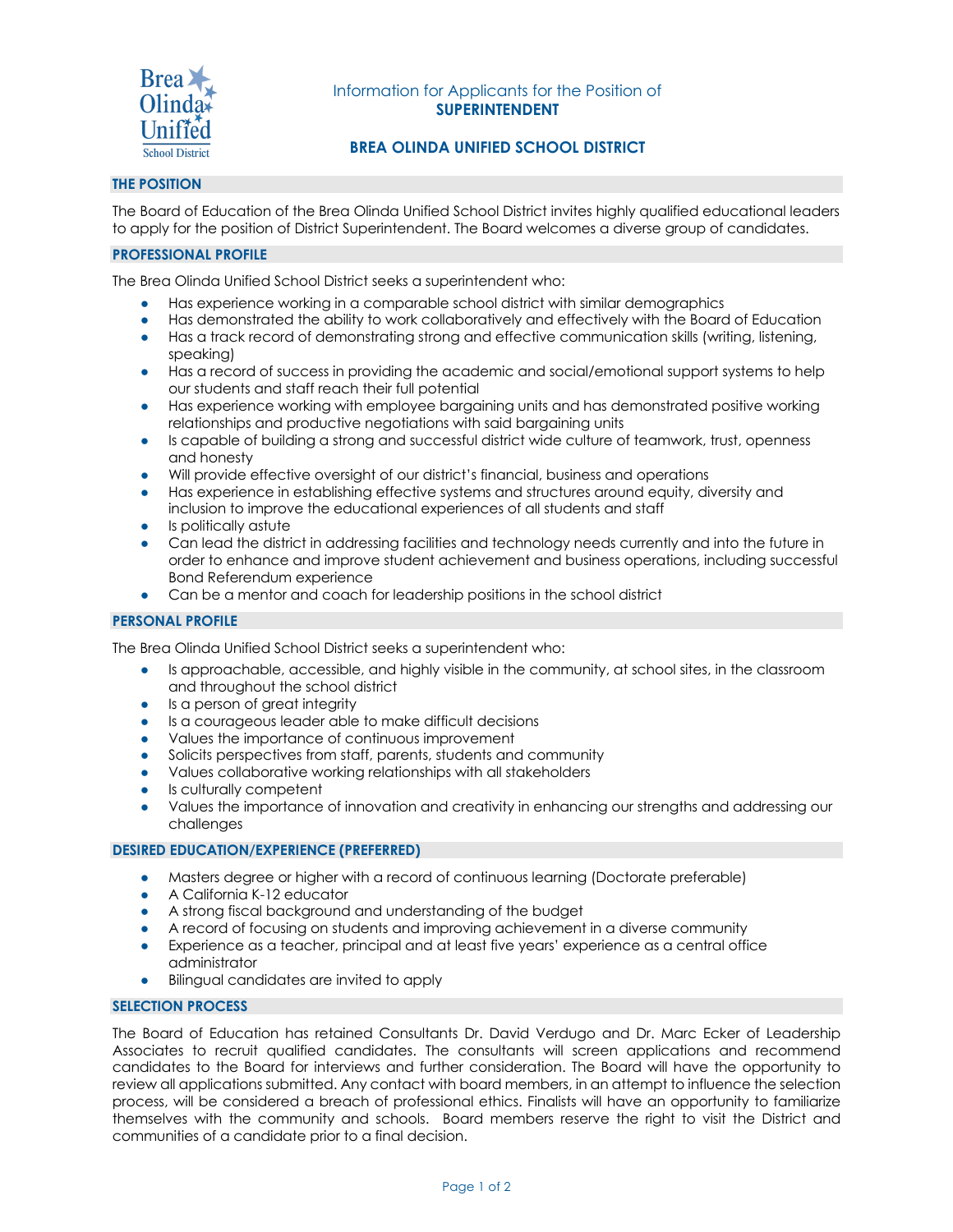Information for Applicants for the Position of
**SUPERINTENDENT**

# BREA OLINDA UNIFIED SCHOOL DISTRICT

## THE POSITION

The Board of Education of the Brea Olinda Unified School District invites highly qualified educational leaders to apply for the position of District Superintendent. The Board welcomes a diverse group of candidates.

## PROFESSIONAL PROFILE

The Brea Olinda Unified School District seeks a superintendent who:

- Has experience working in a comparable school district with similar demographics
- Has demonstrated the ability to work collaboratively and effectively with the Board of Education
- Has a track record of demonstrating strong and effective communication skills (writing, listening, speaking)
- Has a record of success in providing the academic and social/emotional support systems to help our students and staff reach their full potential
- Has experience working with employee bargaining units and has demonstrated positive working relationships and productive negotiations with said bargaining units
- Is capable of building a strong and successful district wide culture of teamwork, trust, openness and honesty
- Will provide effective oversight of our district's financial, business and operations
- Has experience in establishing effective systems and structures around equity, diversity and inclusion to improve the educational experiences of all students and staff
- Is politically astute
- Can lead the district in addressing facilities and technology needs currently and into the future in order to enhance and improve student achievement and business operations, including successful Bond Referendum experience
- Can be a mentor and coach for leadership positions in the school district

## PERSONAL PROFILE

The Brea Olinda Unified School District seeks a superintendent who:

- Is approachable, accessible, and highly visible in the community, at school sites, in the classroom and throughout the school district
- Is a person of great integrity
- Is a courageous leader able to make difficult decisions
- Values the importance of continuous improvement
- Solicits perspectives from staff, parents, students and community
- Values collaborative working relationships with all stakeholders
- Is culturally competent
- Values the importance of innovation and creativity in enhancing our strengths and addressing our challenges

## DESIRED EDUCATION/EXPERIENCE (PREFERRED)

- Masters degree or higher with a record of continuous learning (Doctorate preferable)
- A California K-12 educator
- A strong fiscal background and understanding of the budget
- A record of focusing on students and improving achievement in a diverse community
- Experience as a teacher, principal and at least five years' experience as a central office administrator
- Bilingual candidates are invited to apply

## SELECTION PROCESS

The Board of Education has retained Consultants Dr. David Verdugo and Dr. Marc Ecker of Leadership Associates to recruit qualified candidates. The consultants will screen applications and recommend candidates to the Board for interviews and further consideration. The Board will have the opportunity to review all applications submitted. Any contact with board members, in an attempt to influence the selection process, will be considered a breach of professional ethics. Finalists will have an opportunity to familiarize themselves with the community and schools. Board members reserve the right to visit the District and communities of a candidate prior to a final decision.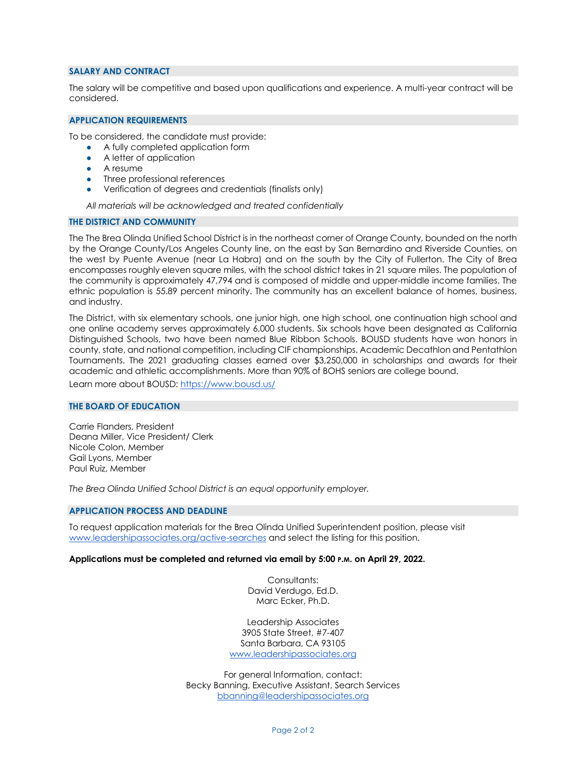## SALARY AND CONTRACT

The salary will be competitive and based upon qualifications and experience. A multi-year contract will be considered.

## APPLICATION REQUIREMENTS

To be considered, the candidate must provide:

- A fully completed application form
- A letter of application
- A resume
- Three professional references
- Verification of degrees and credentials (finalists only)

*All materials will be acknowledged and treated confidentially*

## THE DISTRICT AND COMMUNITY

The The Brea Olinda Unified School District is in the northeast corner of Orange County, bounded on the north by the Orange County/Los Angeles County line, on the east by San Bernardino and Riverside Counties, on the west by Puente Avenue (near La Habra) and on the south by the City of Fullerton. The City of Brea encompasses roughly eleven square miles, with the school district takes in 21 square miles. The population of the community is approximately 47,794 and is composed of middle and upper-middle income families. The ethnic population is 55.89 percent minority. The community has an excellent balance of homes, business, and industry.

The District, with six elementary schools, one junior high, one high school, one continuation high school and one online academy serves approximately 6,000 students. Six schools have been designated as California Distinguished Schools, two have been named Blue Ribbon Schools. BOUSD students have won honors in county, state, and national competition, including CIF championships, Academic Decathlon and Pentathlon Tournaments. The 2021 graduating classes earned over $3,250,000 in scholarships and awards for their academic and athletic accomplishments. More than 90% of BOHS seniors are college bound.

Learn more about BOUSD: https://www.bousd.us/

## THE BOARD OF EDUCATION

Carrie Flanders, President
Deana Miller, Vice President/ Clerk
Nicole Colon, Member
Gail Lyons, Member
Paul Ruiz, Member

*The Brea Olinda Unified School District is an equal opportunity employer.*

## APPLICATION PROCESS AND DEADLINE

To request application materials for the Brea Olinda Unified Superintendent position, please visit www.leadershipassociates.org/active-searches and select the listing for this position.

**Applications must be completed and returned via email by 5:00 P.M. on April 29, 2022.**

Consultants:
David Verdugo, Ed.D.
Marc Ecker, Ph.D.

Leadership Associates
3905 State Street, #7-407
Santa Barbara, CA 93105
www.leadershipassociates.org

For general Information, contact:
Becky Banning, Executive Assistant, Search Services
bbanning@leadershipassociates.org